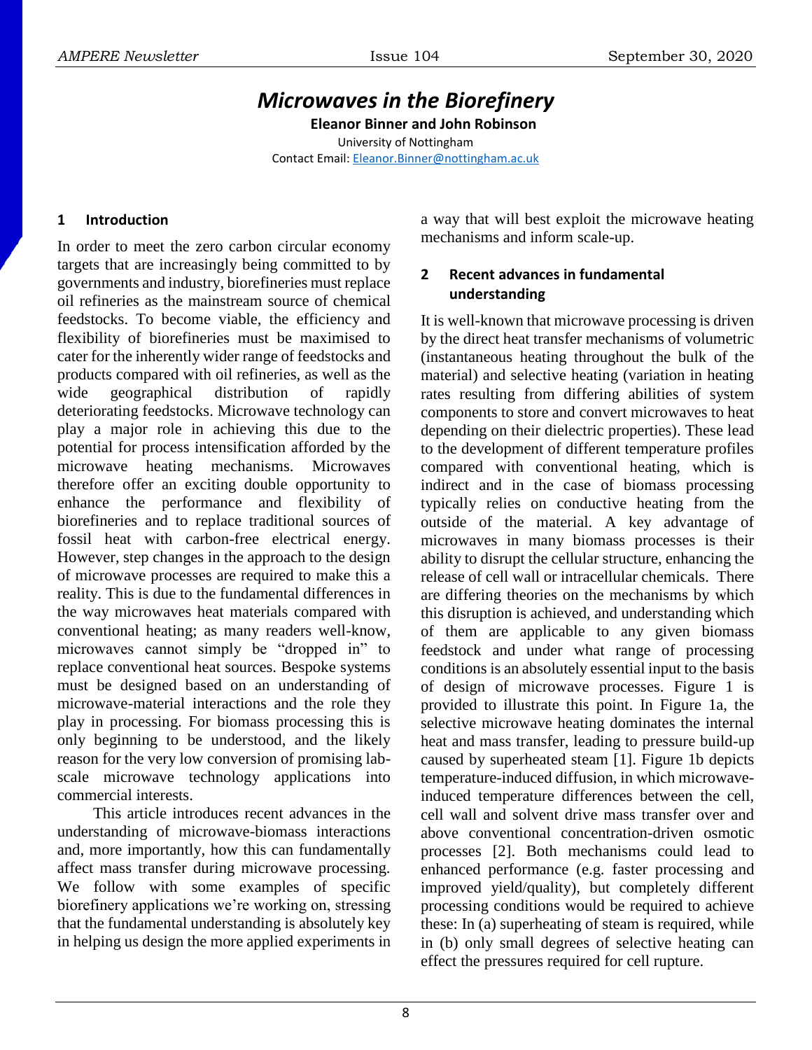# *Microwaves in the Biorefinery*

**Eleanor Binner and John Robinson**

University of Nottingham

Contact Email: Eleanor.Binner@nottingham.ac.uk

## 1 Introduction

In order to meet the zero carbon circular economy targets that are increasingly being committed to by governments and industry, biorefineries must replace oil refineries as the mainstream source of chemical feedstocks. To become viable, the efficiency and flexibility of biorefineries must be maximised to cater for the inherently wider range of feedstocks and products compared with oil refineries, as well as the wide geographical distribution of rapidly deteriorating feedstocks. Microwave technology can play a major role in achieving this due to the potential for process intensification afforded by the microwave heating mechanisms. Microwaves therefore offer an exciting double opportunity to enhance the performance and flexibility of biorefineries and to replace traditional sources of fossil heat with carbon-free electrical energy. However, step changes in the approach to the design of microwave processes are required to make this a reality. This is due to the fundamental differences in the way microwaves heat materials compared with conventional heating; as many readers well-know, microwaves cannot simply be "dropped in" to replace conventional heat sources. Bespoke systems must be designed based on an understanding of microwave-material interactions and the role they play in processing. For biomass processing this is only beginning to be understood, and the likely reason for the very low conversion of promising lab-scale microwave technology applications into commercial interests.

This article introduces recent advances in the understanding of microwave-biomass interactions and, more importantly, how this can fundamentally affect mass transfer during microwave processing. We follow with some examples of specific biorefinery applications we're working on, stressing that the fundamental understanding is absolutely key in helping us design the more applied experiments in a way that will best exploit the microwave heating mechanisms and inform scale-up.

## 2 Recent advances in fundamental understanding

It is well-known that microwave processing is driven by the direct heat transfer mechanisms of volumetric (instantaneous heating throughout the bulk of the material) and selective heating (variation in heating rates resulting from differing abilities of system components to store and convert microwaves to heat depending on their dielectric properties). These lead to the development of different temperature profiles compared with conventional heating, which is indirect and in the case of biomass processing typically relies on conductive heating from the outside of the material. A key advantage of microwaves in many biomass processes is their ability to disrupt the cellular structure, enhancing the release of cell wall or intracellular chemicals. There are differing theories on the mechanisms by which this disruption is achieved, and understanding which of them are applicable to any given biomass feedstock and under what range of processing conditions is an absolutely essential input to the basis of design of microwave processes. Figure 1 is provided to illustrate this point. In Figure 1a, the selective microwave heating dominates the internal heat and mass transfer, leading to pressure build-up caused by superheated steam [1]. Figure 1b depicts temperature-induced diffusion, in which microwave-induced temperature differences between the cell, cell wall and solvent drive mass transfer over and above conventional concentration-driven osmotic processes [2]. Both mechanisms could lead to enhanced performance (e.g. faster processing and improved yield/quality), but completely different processing conditions would be required to achieve these: In (a) superheating of steam is required, while in (b) only small degrees of selective heating can effect the pressures required for cell rupture.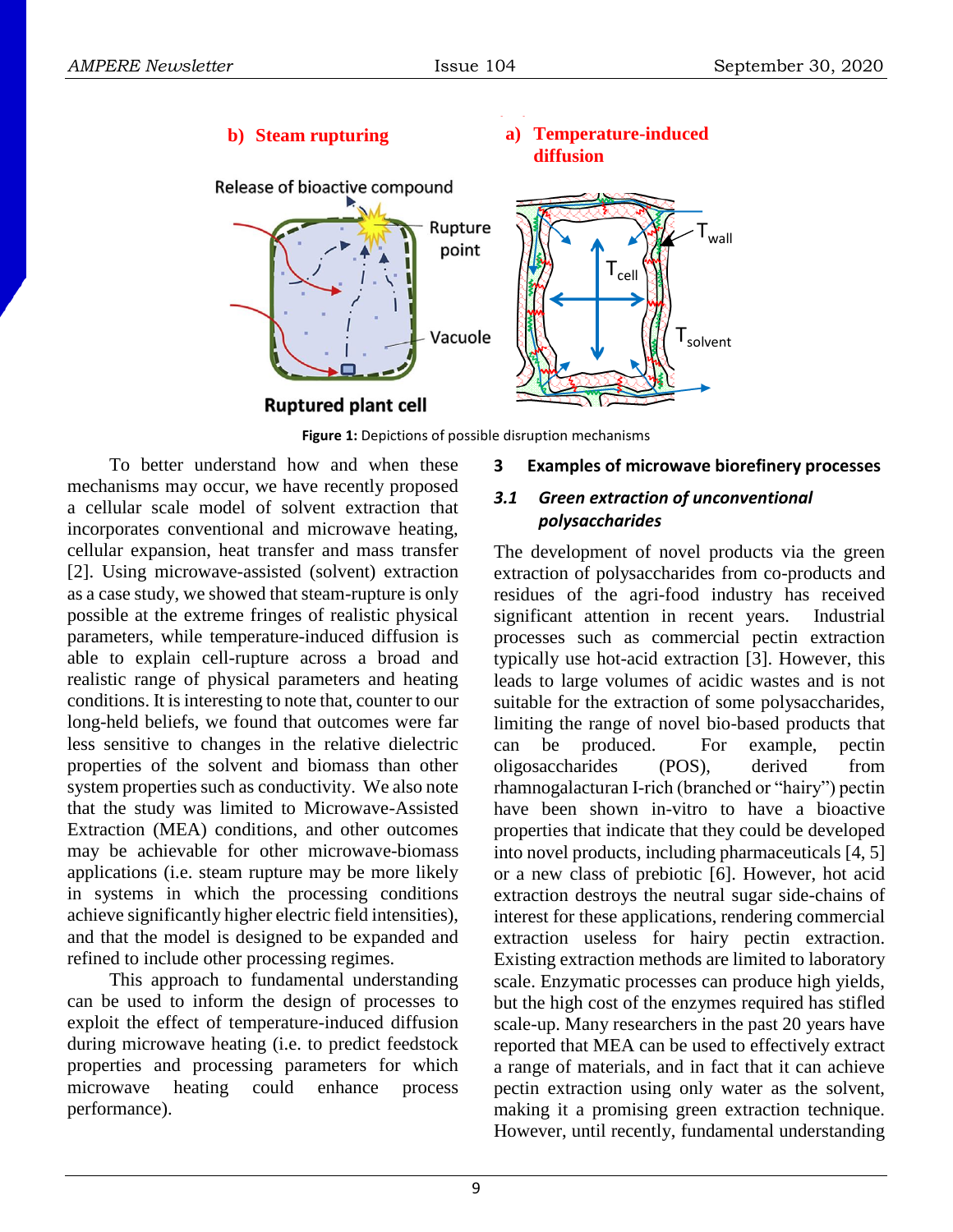Figure 1: Depictions of possible disruption mechanisms

To better understand how and when these mechanisms may occur, we have recently proposed a cellular scale model of solvent extraction that incorporates conventional and microwave heating, cellular expansion, heat transfer and mass transfer [2]. Using microwave-assisted (solvent) extraction as a case study, we showed that steam-rupture is only possible at the extreme fringes of realistic physical parameters, while temperature-induced diffusion is able to explain cell-rupture across a broad and realistic range of physical parameters and heating conditions. It is interesting to note that, counter to our long-held beliefs, we found that outcomes were far less sensitive to changes in the relative dielectric properties of the solvent and biomass than other system properties such as conductivity. We also note that the study was limited to Microwave-Assisted Extraction (MEA) conditions, and other outcomes may be achievable for other microwave-biomass applications (i.e. steam rupture may be more likely in systems in which the processing conditions achieve significantly higher electric field intensities), and that the model is designed to be expanded and refined to include other processing regimes.

This approach to fundamental understanding can be used to inform the design of processes to exploit the effect of temperature-induced diffusion during microwave heating (i.e. to predict feedstock properties and processing parameters for which microwave heating could enhance process performance).

## 3 Examples of microwave biorefinery processes

### *3.1 Green extraction of unconventional polysaccharides*

The development of novel products via the green extraction of polysaccharides from co-products and residues of the agri-food industry has received significant attention in recent years. Industrial processes such as commercial pectin extraction typically use hot-acid extraction [3]. However, this leads to large volumes of acidic wastes and is not suitable for the extraction of some polysaccharides, limiting the range of novel bio-based products that can be produced. For example, pectin oligosaccharides (POS), derived from rhamnogalacturan I-rich (branched or "hairy") pectin have been shown in-vitro to have a bioactive properties that indicate that they could be developed into novel products, including pharmaceuticals [4, 5] or a new class of prebiotic [6]. However, hot acid extraction destroys the neutral sugar side-chains of interest for these applications, rendering commercial extraction useless for hairy pectin extraction. Existing extraction methods are limited to laboratory scale. Enzymatic processes can produce high yields, but the high cost of the enzymes required has stifled scale-up. Many researchers in the past 20 years have reported that MEA can be used to effectively extract a range of materials, and in fact that it can achieve pectin extraction using only water as the solvent, making it a promising green extraction technique. However, until recently, fundamental understanding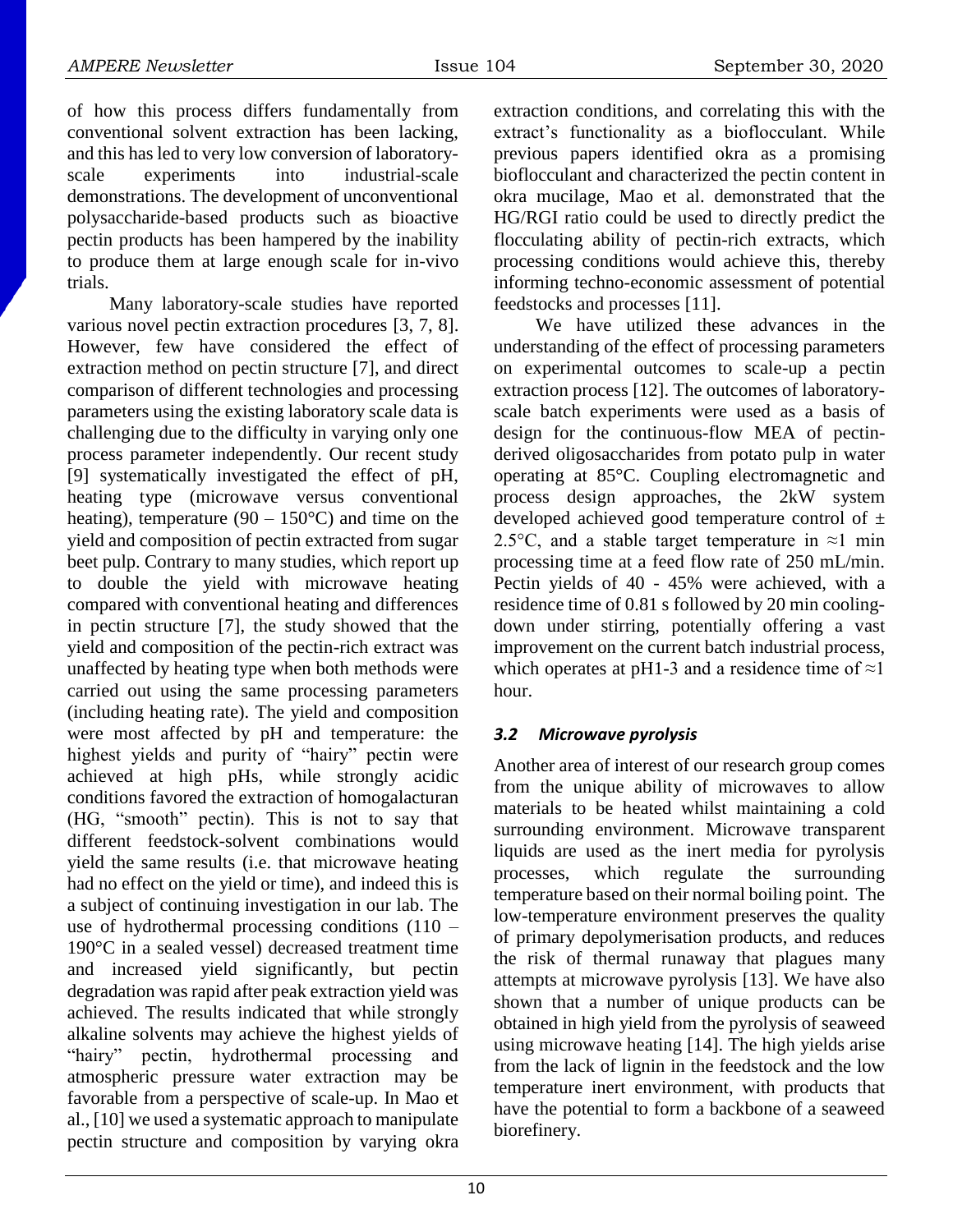of how this process differs fundamentally from conventional solvent extraction has been lacking, and this has led to very low conversion of laboratory-scale experiments into industrial-scale demonstrations. The development of unconventional polysaccharide-based products such as bioactive pectin products has been hampered by the inability to produce them at large enough scale for in-vivo trials.

Many laboratory-scale studies have reported various novel pectin extraction procedures [3, 7, 8]. However, few have considered the effect of extraction method on pectin structure [7], and direct comparison of different technologies and processing parameters using the existing laboratory scale data is challenging due to the difficulty in varying only one process parameter independently. Our recent study [9] systematically investigated the effect of pH, heating type (microwave versus conventional heating), temperature (90 – 150°C) and time on the yield and composition of pectin extracted from sugar beet pulp. Contrary to many studies, which report up to double the yield with microwave heating compared with conventional heating and differences in pectin structure [7], the study showed that the yield and composition of the pectin-rich extract was unaffected by heating type when both methods were carried out using the same processing parameters (including heating rate). The yield and composition were most affected by pH and temperature: the highest yields and purity of "hairy" pectin were achieved at high pHs, while strongly acidic conditions favored the extraction of homogalacturan (HG, "smooth" pectin). This is not to say that different feedstock-solvent combinations would yield the same results (i.e. that microwave heating had no effect on the yield or time), and indeed this is a subject of continuing investigation in our lab. The use of hydrothermal processing conditions (110 – 190°C in a sealed vessel) decreased treatment time and increased yield significantly, but pectin degradation was rapid after peak extraction yield was achieved. The results indicated that while strongly alkaline solvents may achieve the highest yields of "hairy" pectin, hydrothermal processing and atmospheric pressure water extraction may be favorable from a perspective of scale-up. In Mao et al., [10] we used a systematic approach to manipulate pectin structure and composition by varying okra extraction conditions, and correlating this with the extract's functionality as a bioflocculant. While previous papers identified okra as a promising bioflocculant and characterized the pectin content in okra mucilage, Mao et al. demonstrated that the HG/RGI ratio could be used to directly predict the flocculating ability of pectin-rich extracts, which processing conditions would achieve this, thereby informing techno-economic assessment of potential feedstocks and processes [11].

We have utilized these advances in the understanding of the effect of processing parameters on experimental outcomes to scale-up a pectin extraction process [12]. The outcomes of laboratory-scale batch experiments were used as a basis of design for the continuous-flow MEA of pectin-derived oligosaccharides from potato pulp in water operating at 85°C. Coupling electromagnetic and process design approaches, the 2kW system developed achieved good temperature control of ± 2.5°C, and a stable target temperature in ≈1 min processing time at a feed flow rate of 250 mL/min. Pectin yields of 40 - 45% were achieved, with a residence time of 0.81 s followed by 20 min cooling-down under stirring, potentially offering a vast improvement on the current batch industrial process, which operates at pH1-3 and a residence time of ≈1 hour.

### *3.2 Microwave pyrolysis*

Another area of interest of our research group comes from the unique ability of microwaves to allow materials to be heated whilst maintaining a cold surrounding environment. Microwave transparent liquids are used as the inert media for pyrolysis processes, which regulate the surrounding temperature based on their normal boiling point. The low-temperature environment preserves the quality of primary depolymerisation products, and reduces the risk of thermal runaway that plagues many attempts at microwave pyrolysis [13]. We have also shown that a number of unique products can be obtained in high yield from the pyrolysis of seaweed using microwave heating [14]. The high yields arise from the lack of lignin in the feedstock and the low temperature inert environment, with products that have the potential to form a backbone of a seaweed biorefinery.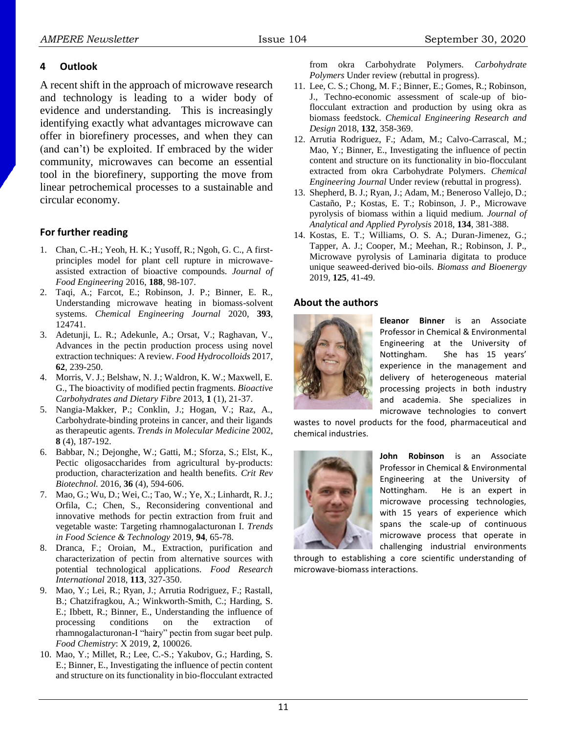## 4 Outlook

A recent shift in the approach of microwave research and technology is leading to a wider body of evidence and understanding. This is increasingly identifying exactly what advantages microwave can offer in biorefinery processes, and when they can (and can't) be exploited. If embraced by the wider community, microwaves can become an essential tool in the biorefinery, supporting the move from linear petrochemical processes to a sustainable and circular economy.

### For further reading

1. Chan, C.-H.; Yeoh, H. K.; Yusoff, R.; Ngoh, G. C., A first-principles model for plant cell rupture in microwave-assisted extraction of bioactive compounds. *Journal of Food Engineering* 2016, **188**, 98-107.
2. Taqi, A.; Farcot, E.; Robinson, J. P.; Binner, E. R., Understanding microwave heating in biomass-solvent systems. *Chemical Engineering Journal* 2020, **393**, 124741.
3. Adetunji, L. R.; Adekunle, A.; Orsat, V.; Raghavan, V., Advances in the pectin production process using novel extraction techniques: A review. *Food Hydrocolloids* 2017, **62**, 239-250.
4. Morris, V. J.; Belshaw, N. J.; Waldron, K. W.; Maxwell, E. G., The bioactivity of modified pectin fragments. *Bioactive Carbohydrates and Dietary Fibre* 2013, **1** (1), 21-37.
5. Nangia-Makker, P.; Conklin, J.; Hogan, V.; Raz, A., Carbohydrate-binding proteins in cancer, and their ligands as therapeutic agents. *Trends in Molecular Medicine* 2002, **8** (4), 187-192.
6. Babbar, N.; Dejonghe, W.; Gatti, M.; Sforza, S.; Elst, K., Pectic oligosaccharides from agricultural by-products: production, characterization and health benefits. *Crit Rev Biotechnol.* 2016, **36** (4), 594-606.
7. Mao, G.; Wu, D.; Wei, C.; Tao, W.; Ye, X.; Linhardt, R. J.; Orfila, C.; Chen, S., Reconsidering conventional and innovative methods for pectin extraction from fruit and vegetable waste: Targeting rhamnogalacturonan I. *Trends in Food Science & Technology* 2019, **94**, 65-78.
8. Dranca, F.; Oroian, M., Extraction, purification and characterization of pectin from alternative sources with potential technological applications. *Food Research International* 2018, **113**, 327-350.
9. Mao, Y.; Lei, R.; Ryan, J.; Arrutia Rodriguez, F.; Rastall, B.; Chatzifragkou, A.; Winkworth-Smith, C.; Harding, S. E.; Ibbett, R.; Binner, E., Understanding the influence of processing conditions on the extraction of rhamnogalacturonan-I "hairy" pectin from sugar beet pulp. *Food Chemistry*: X 2019, **2**, 100026.
10. Mao, Y.; Millet, R.; Lee, C.-S.; Yakubov, G.; Harding, S. E.; Binner, E., Investigating the influence of pectin content and structure on its functionality in bio-flocculant extracted from okra Carbohydrate Polymers. *Carbohydrate Polymers* Under review (rebuttal in progress).
11. Lee, C. S.; Chong, M. F.; Binner, E.; Gomes, R.; Robinson, J., Techno-economic assessment of scale-up of bio-flocculant extraction and production by using okra as biomass feedstock. *Chemical Engineering Research and Design* 2018, **132**, 358-369.
12. Arrutia Rodriguez, F.; Adam, M.; Calvo-Carrascal, M.; Mao, Y.; Binner, E., Investigating the influence of pectin content and structure on its functionality in bio-flocculant extracted from okra Carbohydrate Polymers. *Chemical Engineering Journal* Under review (rebuttal in progress).
13. Shepherd, B. J.; Ryan, J.; Adam, M.; Beneroso Vallejo, D.; Castaño, P.; Kostas, E. T.; Robinson, J. P., Microwave pyrolysis of biomass within a liquid medium. *Journal of Analytical and Applied Pyrolysis* 2018, **134**, 381-388.
14. Kostas, E. T.; Williams, O. S. A.; Duran-Jimenez, G.; Tapper, A. J.; Cooper, M.; Meehan, R.; Robinson, J. P., Microwave pyrolysis of Laminaria digitata to produce unique seaweed-derived bio-oils. *Biomass and Bioenergy* 2019, **125**, 41-49.

### About the authors

**Eleanor Binner** is an Associate Professor in Chemical & Environmental Engineering at the University of Nottingham. She has 15 years' experience in the management and delivery of heterogeneous material processing projects in both industry and academia. She specializes in microwave technologies to convert wastes to novel products for the food, pharmaceutical and chemical industries.

**John Robinson** is an Associate Professor in Chemical & Environmental Engineering at the University of Nottingham. He is an expert in microwave processing technologies, with 15 years of experience which spans the scale-up of continuous microwave process that operate in challenging industrial environments through to establishing a core scientific understanding of microwave-biomass interactions.